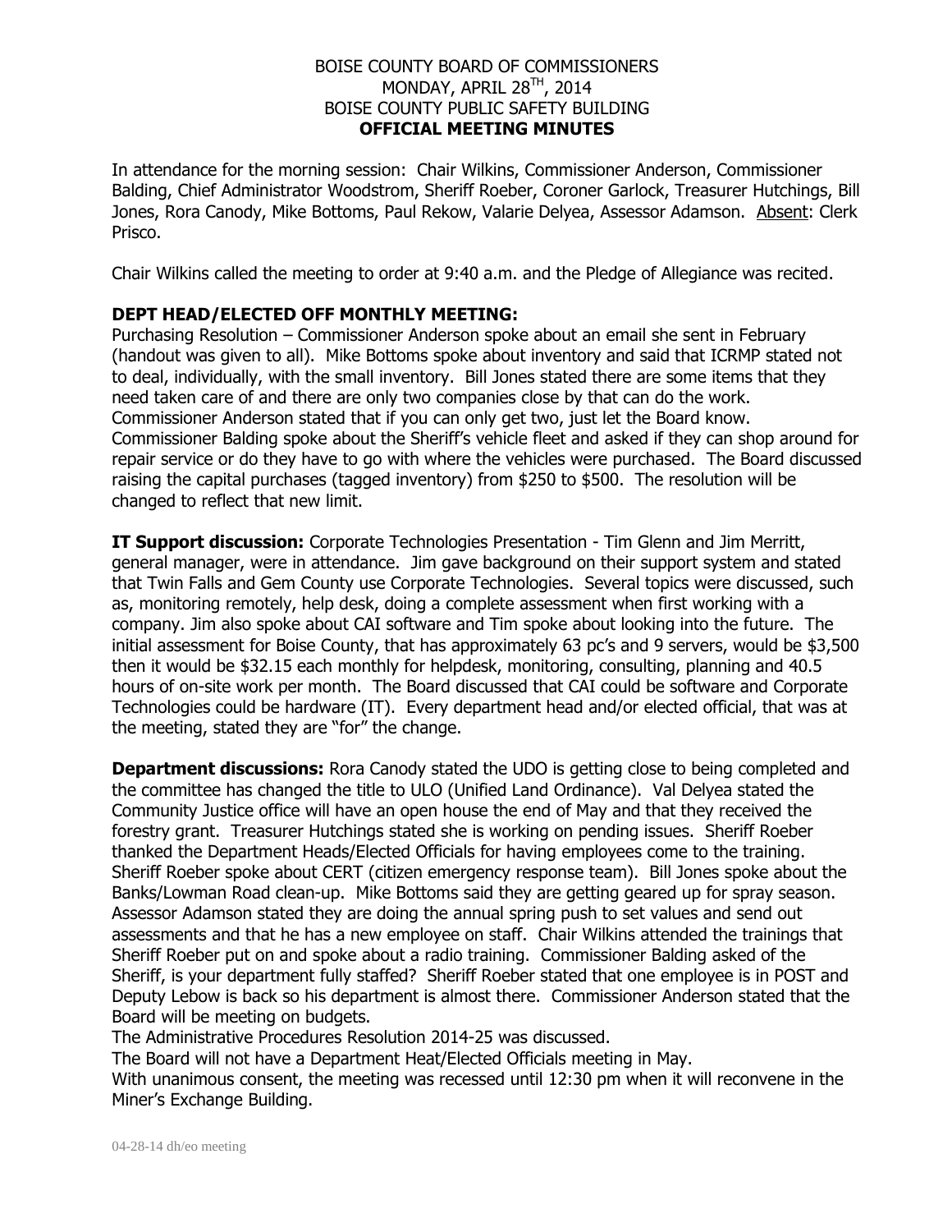BOISE COUNTY BOARD OF COMMISSIONERS
MONDAY, APRIL 28TH, 2014
BOISE COUNTY PUBLIC SAFETY BUILDING
**OFFICIAL MEETING MINUTES**

In attendance for the morning session: Chair Wilkins, Commissioner Anderson, Commissioner Balding, Chief Administrator Woodstrom, Sheriff Roeber, Coroner Garlock, Treasurer Hutchings, Bill Jones, Rora Canody, Mike Bottoms, Paul Rekow, Valarie Delyea, Assessor Adamson. Absent: Clerk Prisco.

Chair Wilkins called the meeting to order at 9:40 a.m. and the Pledge of Allegiance was recited.

**DEPT HEAD/ELECTED OFF MONTHLY MEETING:**
Purchasing Resolution – Commissioner Anderson spoke about an email she sent in February (handout was given to all). Mike Bottoms spoke about inventory and said that ICRMP stated not to deal, individually, with the small inventory. Bill Jones stated there are some items that they need taken care of and there are only two companies close by that can do the work. Commissioner Anderson stated that if you can only get two, just let the Board know. Commissioner Balding spoke about the Sheriff's vehicle fleet and asked if they can shop around for repair service or do they have to go with where the vehicles were purchased. The Board discussed raising the capital purchases (tagged inventory) from $250 to $500. The resolution will be changed to reflect that new limit.

**IT Support discussion:** Corporate Technologies Presentation - Tim Glenn and Jim Merritt, general manager, were in attendance. Jim gave background on their support system and stated that Twin Falls and Gem County use Corporate Technologies. Several topics were discussed, such as, monitoring remotely, help desk, doing a complete assessment when first working with a company. Jim also spoke about CAI software and Tim spoke about looking into the future. The initial assessment for Boise County, that has approximately 63 pc's and 9 servers, would be $3,500 then it would be $32.15 each monthly for helpdesk, monitoring, consulting, planning and 40.5 hours of on-site work per month. The Board discussed that CAI could be software and Corporate Technologies could be hardware (IT). Every department head and/or elected official, that was at the meeting, stated they are "for" the change.

**Department discussions:** Rora Canody stated the UDO is getting close to being completed and the committee has changed the title to ULO (Unified Land Ordinance). Val Delyea stated the Community Justice office will have an open house the end of May and that they received the forestry grant. Treasurer Hutchings stated she is working on pending issues. Sheriff Roeber thanked the Department Heads/Elected Officials for having employees come to the training. Sheriff Roeber spoke about CERT (citizen emergency response team). Bill Jones spoke about the Banks/Lowman Road clean-up. Mike Bottoms said they are getting geared up for spray season. Assessor Adamson stated they are doing the annual spring push to set values and send out assessments and that he has a new employee on staff. Chair Wilkins attended the trainings that Sheriff Roeber put on and spoke about a radio training. Commissioner Balding asked of the Sheriff, is your department fully staffed? Sheriff Roeber stated that one employee is in POST and Deputy Lebow is back so his department is almost there. Commissioner Anderson stated that the Board will be meeting on budgets.
The Administrative Procedures Resolution 2014-25 was discussed.
The Board will not have a Department Heat/Elected Officials meeting in May.
With unanimous consent, the meeting was recessed until 12:30 pm when it will reconvene in the Miner's Exchange Building.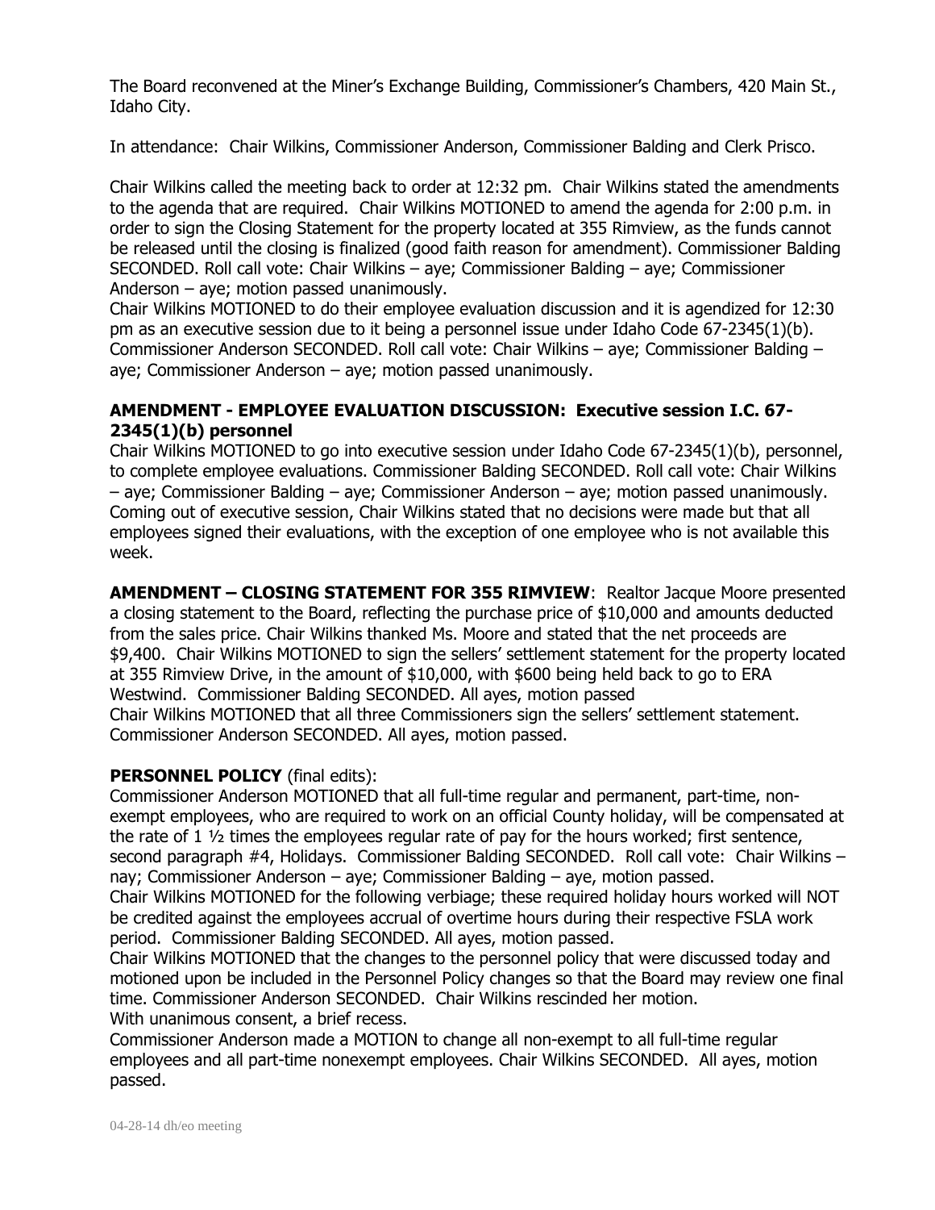The Board reconvened at the Miner's Exchange Building, Commissioner's Chambers, 420 Main St., Idaho City.

In attendance: Chair Wilkins, Commissioner Anderson, Commissioner Balding and Clerk Prisco.

Chair Wilkins called the meeting back to order at 12:32 pm. Chair Wilkins stated the amendments to the agenda that are required. Chair Wilkins MOTIONED to amend the agenda for 2:00 p.m. in order to sign the Closing Statement for the property located at 355 Rimview, as the funds cannot be released until the closing is finalized (good faith reason for amendment). Commissioner Balding SECONDED. Roll call vote: Chair Wilkins – aye; Commissioner Balding – aye; Commissioner Anderson – aye; motion passed unanimously.

Chair Wilkins MOTIONED to do their employee evaluation discussion and it is agendized for 12:30 pm as an executive session due to it being a personnel issue under Idaho Code 67-2345(1)(b). Commissioner Anderson SECONDED. Roll call vote: Chair Wilkins – aye; Commissioner Balding – aye; Commissioner Anderson – aye; motion passed unanimously.

**AMENDMENT - EMPLOYEE EVALUATION DISCUSSION: Executive session I.C. 67-2345(1)(b) personnel**

Chair Wilkins MOTIONED to go into executive session under Idaho Code 67-2345(1)(b), personnel, to complete employee evaluations. Commissioner Balding SECONDED. Roll call vote: Chair Wilkins – aye; Commissioner Balding – aye; Commissioner Anderson – aye; motion passed unanimously. Coming out of executive session, Chair Wilkins stated that no decisions were made but that all employees signed their evaluations, with the exception of one employee who is not available this week.

**AMENDMENT – CLOSING STATEMENT FOR 355 RIMVIEW**: Realtor Jacque Moore presented a closing statement to the Board, reflecting the purchase price of $10,000 and amounts deducted from the sales price. Chair Wilkins thanked Ms. Moore and stated that the net proceeds are $9,400. Chair Wilkins MOTIONED to sign the sellers' settlement statement for the property located at 355 Rimview Drive, in the amount of $10,000, with $600 being held back to go to ERA Westwind. Commissioner Balding SECONDED. All ayes, motion passed

Chair Wilkins MOTIONED that all three Commissioners sign the sellers' settlement statement. Commissioner Anderson SECONDED. All ayes, motion passed.

**PERSONNEL POLICY** (final edits):

Commissioner Anderson MOTIONED that all full-time regular and permanent, part-time, non-exempt employees, who are required to work on an official County holiday, will be compensated at the rate of 1 ½ times the employees regular rate of pay for the hours worked; first sentence, second paragraph #4, Holidays. Commissioner Balding SECONDED. Roll call vote: Chair Wilkins – nay; Commissioner Anderson – aye; Commissioner Balding – aye, motion passed.

Chair Wilkins MOTIONED for the following verbiage; these required holiday hours worked will NOT be credited against the employees accrual of overtime hours during their respective FSLA work period. Commissioner Balding SECONDED. All ayes, motion passed.

Chair Wilkins MOTIONED that the changes to the personnel policy that were discussed today and motioned upon be included in the Personnel Policy changes so that the Board may review one final time. Commissioner Anderson SECONDED. Chair Wilkins rescinded her motion.

With unanimous consent, a brief recess.

Commissioner Anderson made a MOTION to change all non-exempt to all full-time regular employees and all part-time nonexempt employees. Chair Wilkins SECONDED. All ayes, motion passed.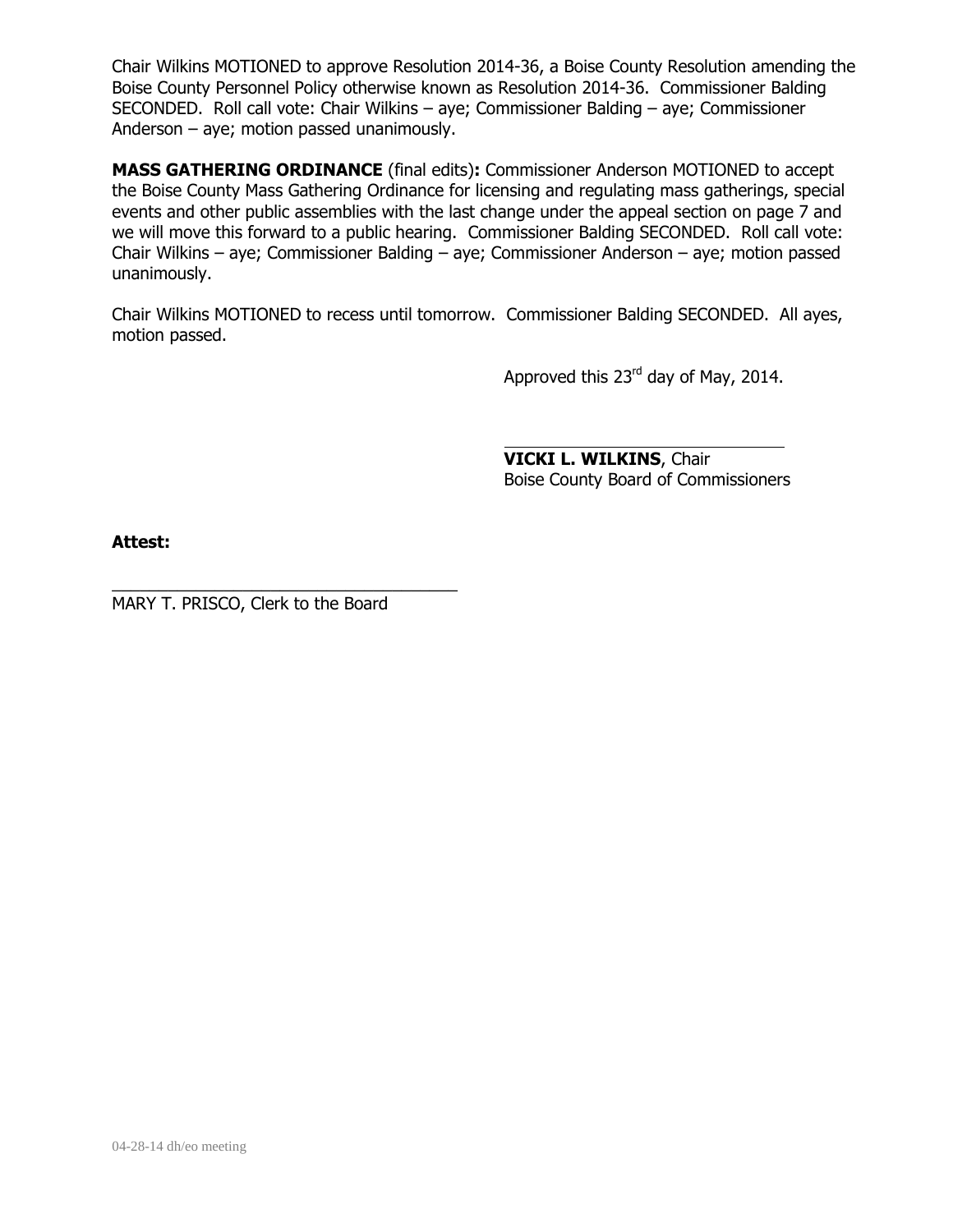Chair Wilkins MOTIONED to approve Resolution 2014-36, a Boise County Resolution amending the Boise County Personnel Policy otherwise known as Resolution 2014-36. Commissioner Balding SECONDED. Roll call vote: Chair Wilkins – aye; Commissioner Balding – aye; Commissioner Anderson – aye; motion passed unanimously.

**MASS GATHERING ORDINANCE** (final edits)**:** Commissioner Anderson MOTIONED to accept the Boise County Mass Gathering Ordinance for licensing and regulating mass gatherings, special events and other public assemblies with the last change under the appeal section on page 7 and we will move this forward to a public hearing. Commissioner Balding SECONDED. Roll call vote: Chair Wilkins – aye; Commissioner Balding – aye; Commissioner Anderson – aye; motion passed unanimously.

Chair Wilkins MOTIONED to recess until tomorrow. Commissioner Balding SECONDED. All ayes, motion passed.

Approved this 23rd day of May, 2014.

______________________________

**VICKI L. WILKINS**, Chair
Boise County Board of Commissioners

**Attest:**

______________________________

MARY T. PRISCO, Clerk to the Board

04-28-14 dh/eo meeting